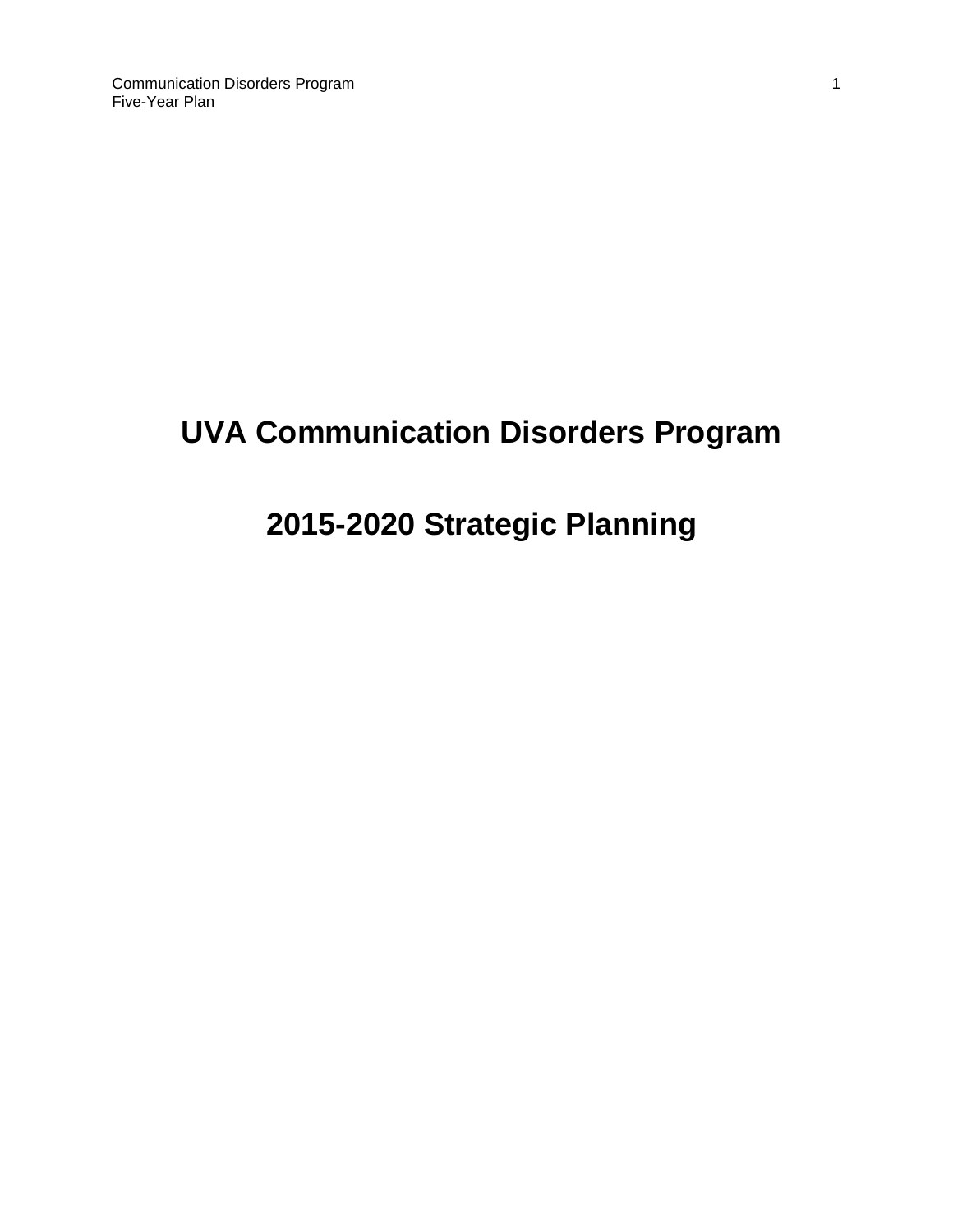# UVA Communication Disorders Program

# 2015-2020 Strategic Planning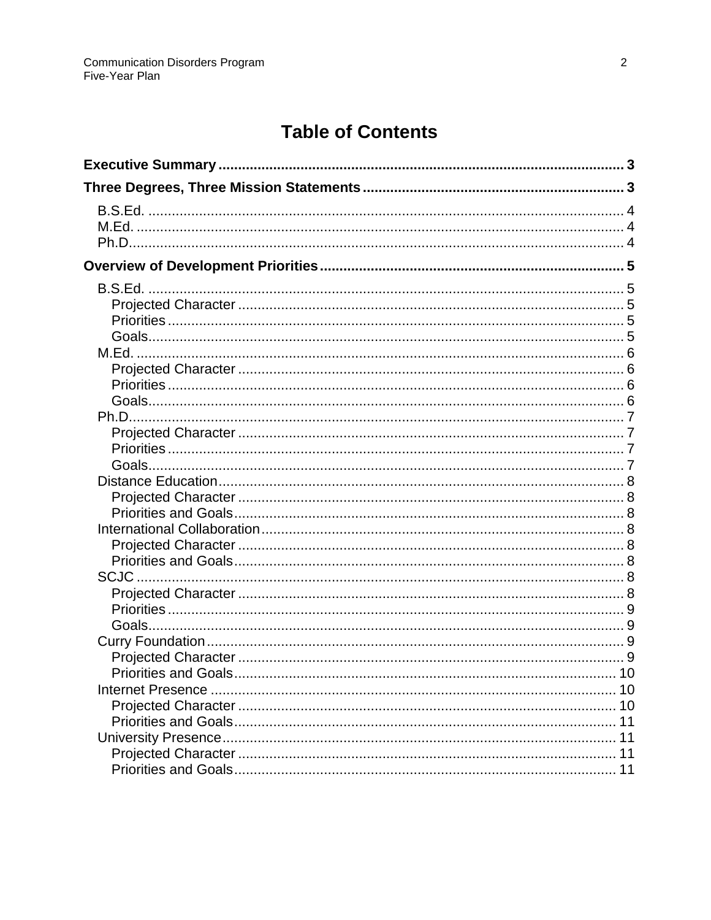# Table of Contents

**Executive Summary** .......... 3

**Three Degrees, Three Mission Statements** .......... 3

- B.S.Ed. .......... 4
- M.Ed. .......... 4
- Ph.D. .......... 4

**Overview of Development Priorities** .......... 5

- B.S.Ed. .......... 5
  - Projected Character .......... 5
  - Priorities .......... 5
  - Goals .......... 5
- M.Ed. .......... 6
  - Projected Character .......... 6
  - Priorities .......... 6
  - Goals .......... 6
- Ph.D. .......... 7
  - Projected Character .......... 7
  - Priorities .......... 7
  - Goals .......... 7
- Distance Education .......... 8
  - Projected Character .......... 8
  - Priorities and Goals .......... 8
- International Collaboration .......... 8
  - Projected Character .......... 8
  - Priorities and Goals .......... 8
- SCJC .......... 8
  - Projected Character .......... 8
  - Priorities .......... 9
  - Goals .......... 9
- Curry Foundation .......... 9
  - Projected Character .......... 9
  - Priorities and Goals .......... 10
- Internet Presence .......... 10
  - Projected Character .......... 10
  - Priorities and Goals .......... 11
- University Presence .......... 11
  - Projected Character .......... 11
  - Priorities and Goals .......... 11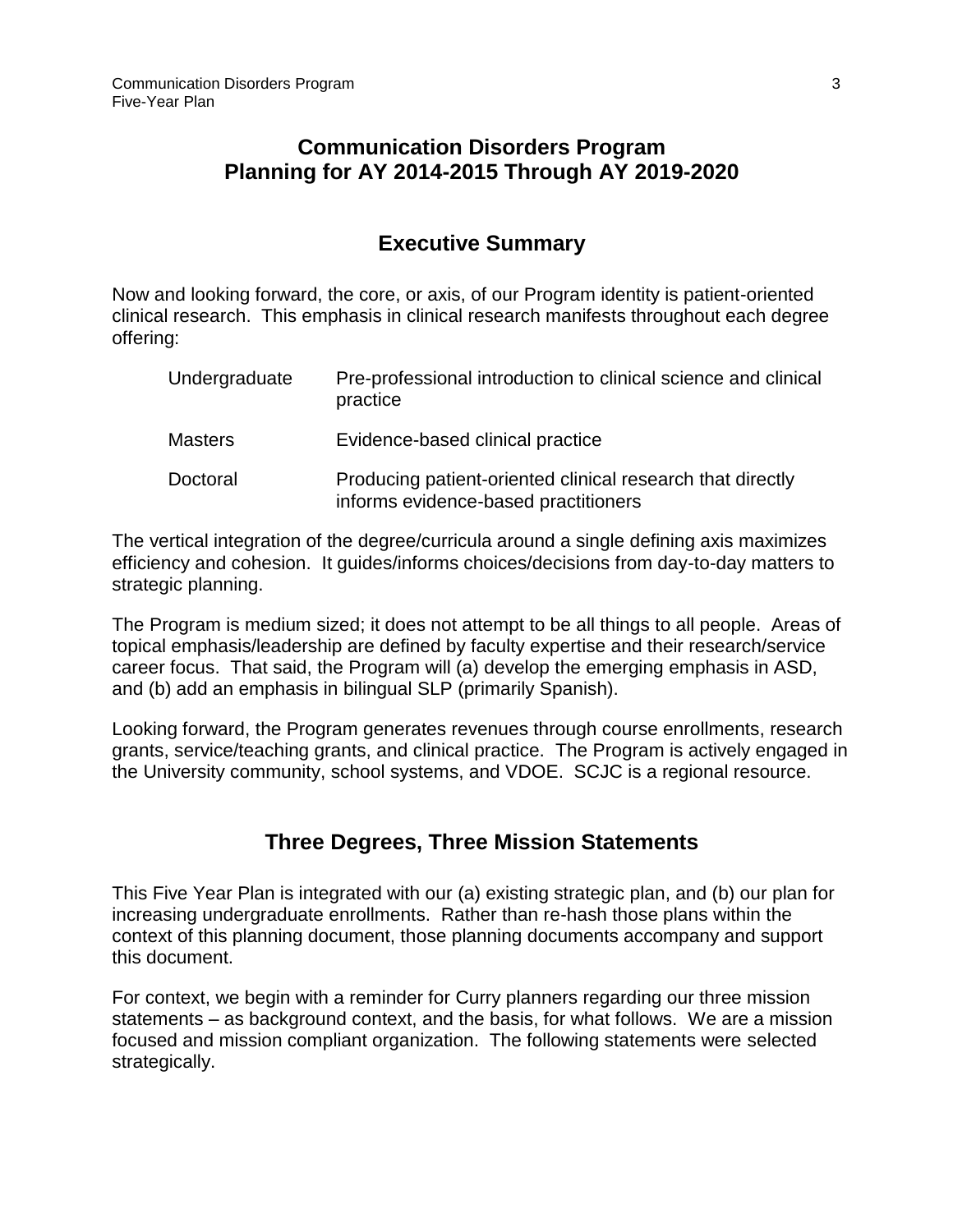# Communication Disorders Program Planning for AY 2014-2015 Through AY 2019-2020

## Executive Summary

Now and looking forward, the core, or axis, of our Program identity is patient-oriented clinical research. This emphasis in clinical research manifests throughout each degree offering:

| | |
|---|---|
| Undergraduate | Pre-professional introduction to clinical science and clinical practice |
| Masters | Evidence-based clinical practice |
| Doctoral | Producing patient-oriented clinical research that directly informs evidence-based practitioners |

The vertical integration of the degree/curricula around a single defining axis maximizes efficiency and cohesion. It guides/informs choices/decisions from day-to-day matters to strategic planning.

The Program is medium sized; it does not attempt to be all things to all people. Areas of topical emphasis/leadership are defined by faculty expertise and their research/service career focus. That said, the Program will (a) develop the emerging emphasis in ASD, and (b) add an emphasis in bilingual SLP (primarily Spanish).

Looking forward, the Program generates revenues through course enrollments, research grants, service/teaching grants, and clinical practice. The Program is actively engaged in the University community, school systems, and VDOE. SCJC is a regional resource.

## Three Degrees, Three Mission Statements

This Five Year Plan is integrated with our (a) existing strategic plan, and (b) our plan for increasing undergraduate enrollments. Rather than re-hash those plans within the context of this planning document, those planning documents accompany and support this document.

For context, we begin with a reminder for Curry planners regarding our three mission statements – as background context, and the basis, for what follows. We are a mission focused and mission compliant organization. The following statements were selected strategically.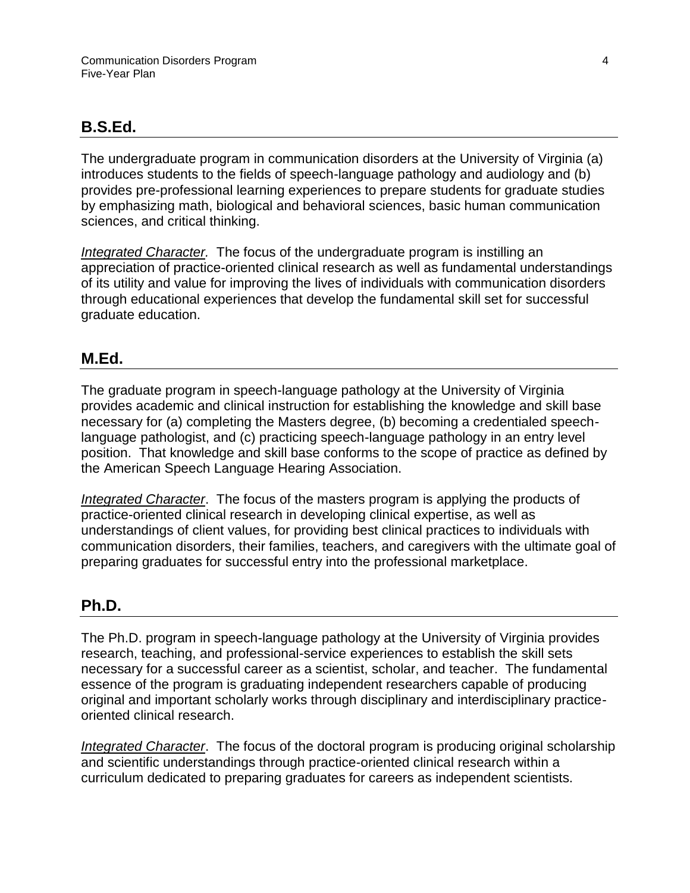## B.S.Ed.

The undergraduate program in communication disorders at the University of Virginia (a) introduces students to the fields of speech-language pathology and audiology and (b) provides pre-professional learning experiences to prepare students for graduate studies by emphasizing math, biological and behavioral sciences, basic human communication sciences, and critical thinking.

*Integrated Character.* The focus of the undergraduate program is instilling an appreciation of practice-oriented clinical research as well as fundamental understandings of its utility and value for improving the lives of individuals with communication disorders through educational experiences that develop the fundamental skill set for successful graduate education.

## M.Ed.

The graduate program in speech-language pathology at the University of Virginia provides academic and clinical instruction for establishing the knowledge and skill base necessary for (a) completing the Masters degree, (b) becoming a credentialed speech-language pathologist, and (c) practicing speech-language pathology in an entry level position. That knowledge and skill base conforms to the scope of practice as defined by the American Speech Language Hearing Association.

*Integrated Character*. The focus of the masters program is applying the products of practice-oriented clinical research in developing clinical expertise, as well as understandings of client values, for providing best clinical practices to individuals with communication disorders, their families, teachers, and caregivers with the ultimate goal of preparing graduates for successful entry into the professional marketplace.

## Ph.D.

The Ph.D. program in speech-language pathology at the University of Virginia provides research, teaching, and professional-service experiences to establish the skill sets necessary for a successful career as a scientist, scholar, and teacher. The fundamental essence of the program is graduating independent researchers capable of producing original and important scholarly works through disciplinary and interdisciplinary practice-oriented clinical research.

*Integrated Character*. The focus of the doctoral program is producing original scholarship and scientific understandings through practice-oriented clinical research within a curriculum dedicated to preparing graduates for careers as independent scientists.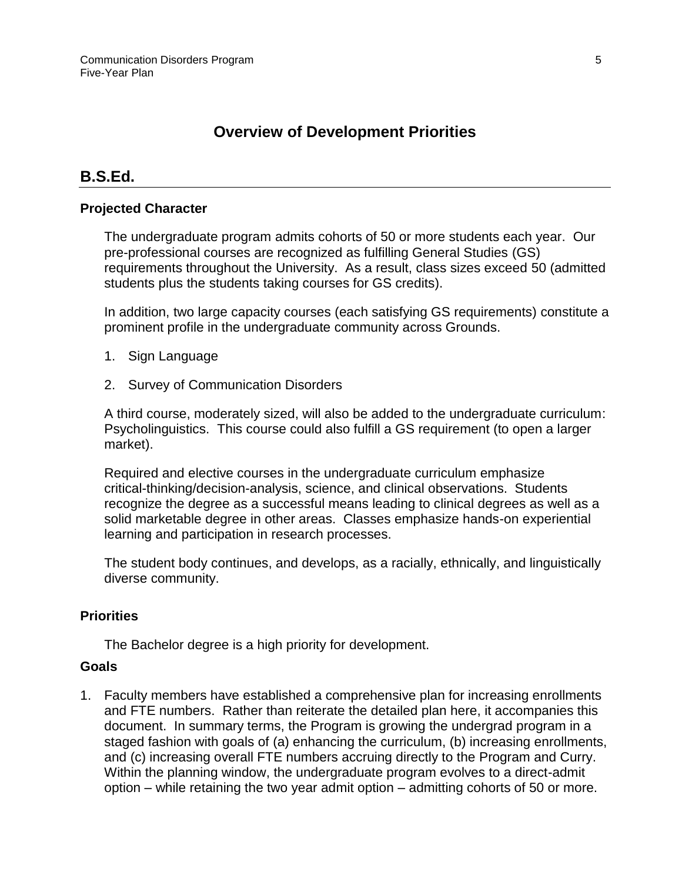# Overview of Development Priorities

## B.S.Ed.

### Projected Character

The undergraduate program admits cohorts of 50 or more students each year. Our pre-professional courses are recognized as fulfilling General Studies (GS) requirements throughout the University. As a result, class sizes exceed 50 (admitted students plus the students taking courses for GS credits).

In addition, two large capacity courses (each satisfying GS requirements) constitute a prominent profile in the undergraduate community across Grounds.

1. Sign Language
2. Survey of Communication Disorders

A third course, moderately sized, will also be added to the undergraduate curriculum: Psycholinguistics. This course could also fulfill a GS requirement (to open a larger market).

Required and elective courses in the undergraduate curriculum emphasize critical-thinking/decision-analysis, science, and clinical observations. Students recognize the degree as a successful means leading to clinical degrees as well as a solid marketable degree in other areas. Classes emphasize hands-on experiential learning and participation in research processes.

The student body continues, and develops, as a racially, ethnically, and linguistically diverse community.

### Priorities

The Bachelor degree is a high priority for development.

### Goals

1. Faculty members have established a comprehensive plan for increasing enrollments and FTE numbers. Rather than reiterate the detailed plan here, it accompanies this document. In summary terms, the Program is growing the undergrad program in a staged fashion with goals of (a) enhancing the curriculum, (b) increasing enrollments, and (c) increasing overall FTE numbers accruing directly to the Program and Curry. Within the planning window, the undergraduate program evolves to a direct-admit option – while retaining the two year admit option – admitting cohorts of 50 or more.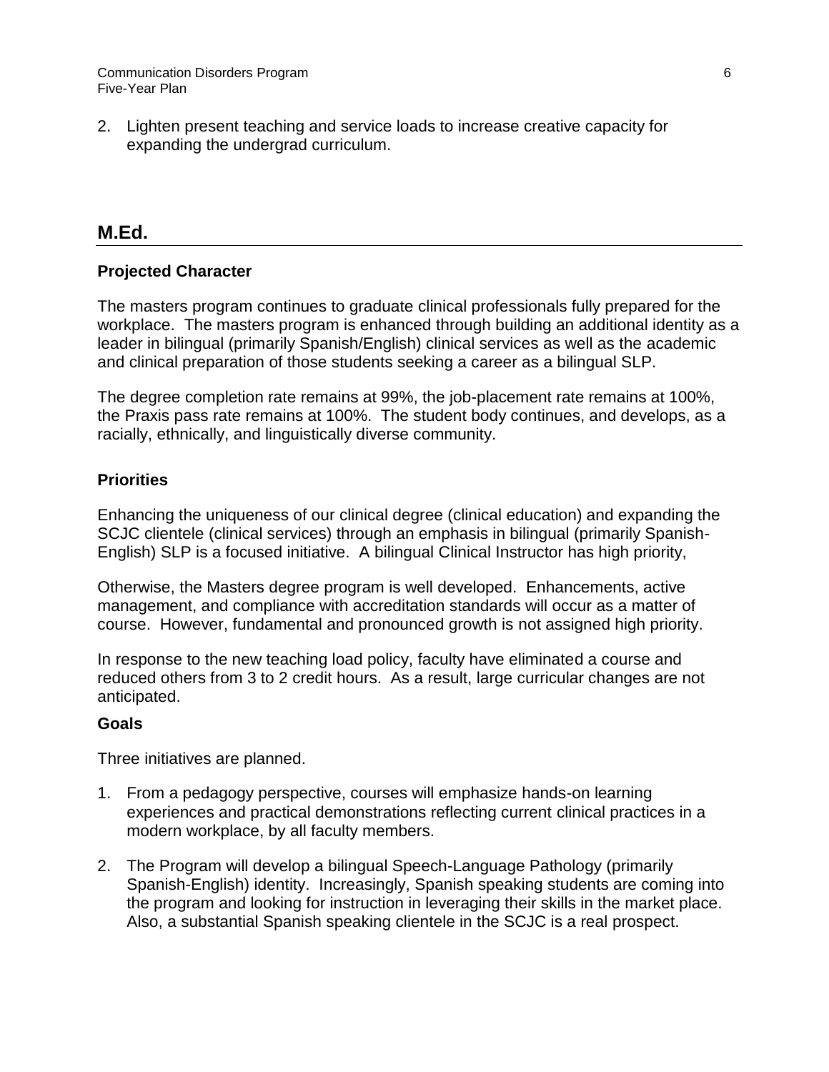2. Lighten present teaching and service loads to increase creative capacity for expanding the undergrad curriculum.

## M.Ed.

### Projected Character

The masters program continues to graduate clinical professionals fully prepared for the workplace. The masters program is enhanced through building an additional identity as a leader in bilingual (primarily Spanish/English) clinical services as well as the academic and clinical preparation of those students seeking a career as a bilingual SLP.

The degree completion rate remains at 99%, the job-placement rate remains at 100%, the Praxis pass rate remains at 100%. The student body continues, and develops, as a racially, ethnically, and linguistically diverse community.

### Priorities

Enhancing the uniqueness of our clinical degree (clinical education) and expanding the SCJC clientele (clinical services) through an emphasis in bilingual (primarily Spanish-English) SLP is a focused initiative. A bilingual Clinical Instructor has high priority,

Otherwise, the Masters degree program is well developed. Enhancements, active management, and compliance with accreditation standards will occur as a matter of course. However, fundamental and pronounced growth is not assigned high priority.

In response to the new teaching load policy, faculty have eliminated a course and reduced others from 3 to 2 credit hours. As a result, large curricular changes are not anticipated.

### Goals

Three initiatives are planned.

1. From a pedagogy perspective, courses will emphasize hands-on learning experiences and practical demonstrations reflecting current clinical practices in a modern workplace, by all faculty members.
2. The Program will develop a bilingual Speech-Language Pathology (primarily Spanish-English) identity. Increasingly, Spanish speaking students are coming into the program and looking for instruction in leveraging their skills in the market place. Also, a substantial Spanish speaking clientele in the SCJC is a real prospect.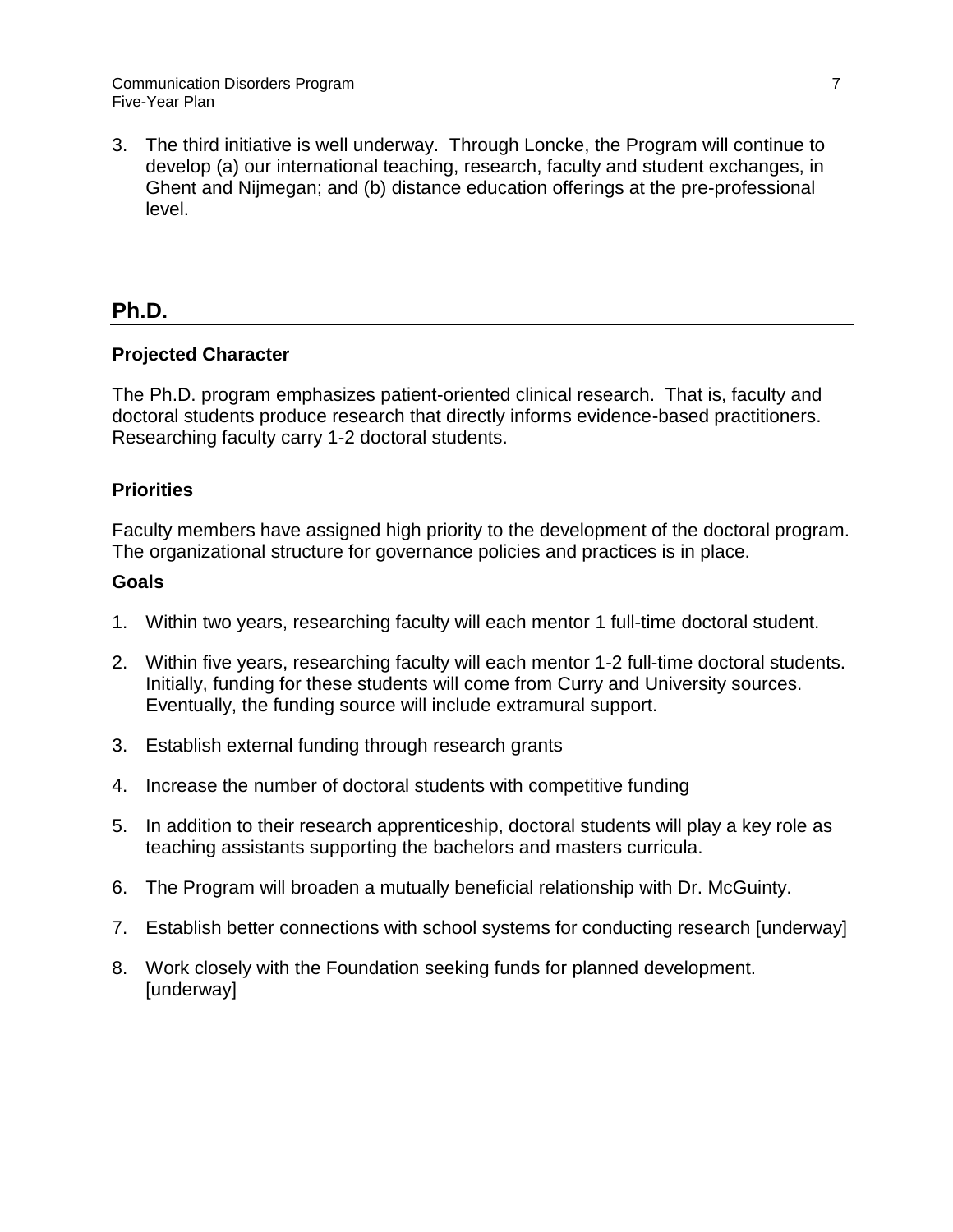3. The third initiative is well underway. Through Loncke, the Program will continue to develop (a) our international teaching, research, faculty and student exchanges, in Ghent and Nijmegan; and (b) distance education offerings at the pre-professional level.

## Ph.D.

### Projected Character

The Ph.D. program emphasizes patient-oriented clinical research. That is, faculty and doctoral students produce research that directly informs evidence-based practitioners. Researching faculty carry 1-2 doctoral students.

### Priorities

Faculty members have assigned high priority to the development of the doctoral program. The organizational structure for governance policies and practices is in place.

### Goals

1. Within two years, researching faculty will each mentor 1 full-time doctoral student.
2. Within five years, researching faculty will each mentor 1-2 full-time doctoral students. Initially, funding for these students will come from Curry and University sources. Eventually, the funding source will include extramural support.
3. Establish external funding through research grants
4. Increase the number of doctoral students with competitive funding
5. In addition to their research apprenticeship, doctoral students will play a key role as teaching assistants supporting the bachelors and masters curricula.
6. The Program will broaden a mutually beneficial relationship with Dr. McGuinty.
7. Establish better connections with school systems for conducting research [underway]
8. Work closely with the Foundation seeking funds for planned development. [underway]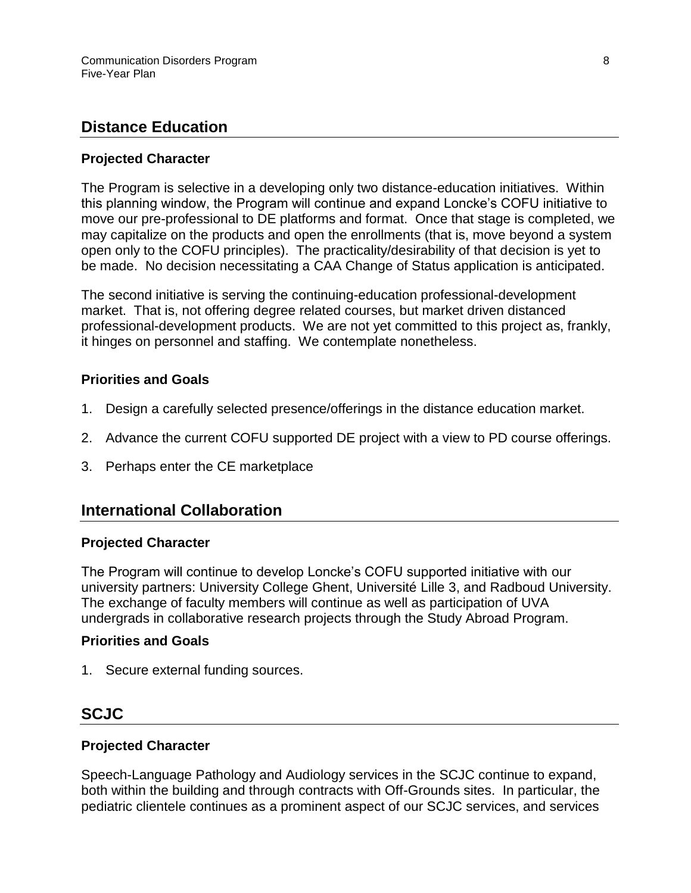## Distance Education

### Projected Character

The Program is selective in a developing only two distance-education initiatives. Within this planning window, the Program will continue and expand Loncke's COFU initiative to move our pre-professional to DE platforms and format. Once that stage is completed, we may capitalize on the products and open the enrollments (that is, move beyond a system open only to the COFU principles). The practicality/desirability of that decision is yet to be made. No decision necessitating a CAA Change of Status application is anticipated.

The second initiative is serving the continuing-education professional-development market. That is, not offering degree related courses, but market driven distanced professional-development products. We are not yet committed to this project as, frankly, it hinges on personnel and staffing. We contemplate nonetheless.

### Priorities and Goals

1. Design a carefully selected presence/offerings in the distance education market.
2. Advance the current COFU supported DE project with a view to PD course offerings.
3. Perhaps enter the CE marketplace

## International Collaboration

### Projected Character

The Program will continue to develop Loncke's COFU supported initiative with our university partners: University College Ghent, Université Lille 3, and Radboud University. The exchange of faculty members will continue as well as participation of UVA undergrads in collaborative research projects through the Study Abroad Program.

### Priorities and Goals

1. Secure external funding sources.

## SCJC

### Projected Character

Speech-Language Pathology and Audiology services in the SCJC continue to expand, both within the building and through contracts with Off-Grounds sites. In particular, the pediatric clientele continues as a prominent aspect of our SCJC services, and services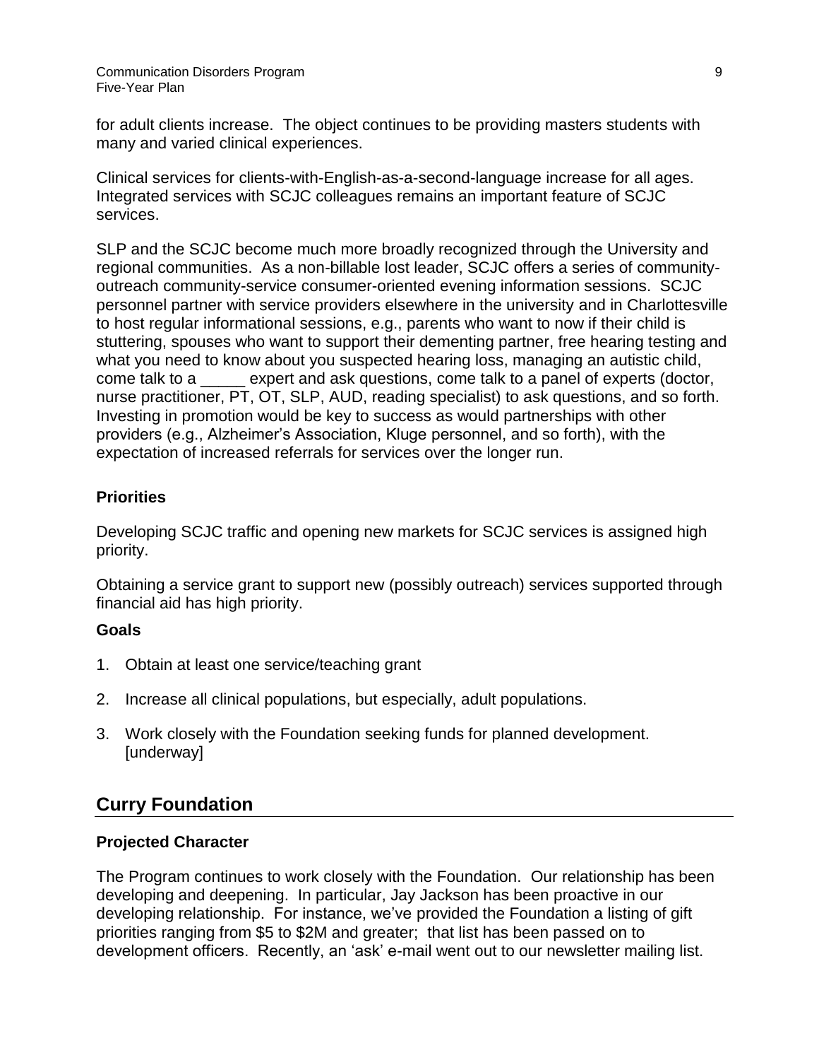for adult clients increase. The object continues to be providing masters students with many and varied clinical experiences.

Clinical services for clients-with-English-as-a-second-language increase for all ages. Integrated services with SCJC colleagues remains an important feature of SCJC services.

SLP and the SCJC become much more broadly recognized through the University and regional communities. As a non-billable lost leader, SCJC offers a series of community-outreach community-service consumer-oriented evening information sessions. SCJC personnel partner with service providers elsewhere in the university and in Charlottesville to host regular informational sessions, e.g., parents who want to now if their child is stuttering, spouses who want to support their dementing partner, free hearing testing and what you need to know about you suspected hearing loss, managing an autistic child, come talk to a _____ expert and ask questions, come talk to a panel of experts (doctor, nurse practitioner, PT, OT, SLP, AUD, reading specialist) to ask questions, and so forth. Investing in promotion would be key to success as would partnerships with other providers (e.g., Alzheimer's Association, Kluge personnel, and so forth), with the expectation of increased referrals for services over the longer run.

### Priorities

Developing SCJC traffic and opening new markets for SCJC services is assigned high priority.

Obtaining a service grant to support new (possibly outreach) services supported through financial aid has high priority.

#### Goals

1. Obtain at least one service/teaching grant
2. Increase all clinical populations, but especially, adult populations.
3. Work closely with the Foundation seeking funds for planned development. [underway]

## Curry Foundation

### Projected Character

The Program continues to work closely with the Foundation. Our relationship has been developing and deepening. In particular, Jay Jackson has been proactive in our developing relationship. For instance, we've provided the Foundation a listing of gift priorities ranging from $5 to $2M and greater; that list has been passed on to development officers. Recently, an 'ask' e-mail went out to our newsletter mailing list.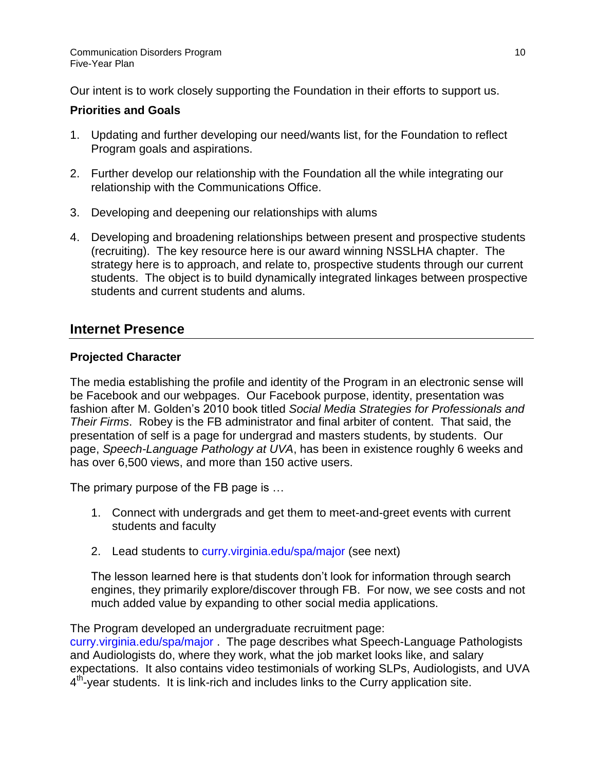Our intent is to work closely supporting the Foundation in their efforts to support us.

### Priorities and Goals

1. Updating and further developing our need/wants list, for the Foundation to reflect Program goals and aspirations.

2. Further develop our relationship with the Foundation all the while integrating our relationship with the Communications Office.

3. Developing and deepening our relationships with alums

4. Developing and broadening relationships between present and prospective students (recruiting). The key resource here is our award winning NSSLHA chapter. The strategy here is to approach, and relate to, prospective students through our current students. The object is to build dynamically integrated linkages between prospective students and current students and alums.

## Internet Presence

### Projected Character

The media establishing the profile and identity of the Program in an electronic sense will be Facebook and our webpages. Our Facebook purpose, identity, presentation was fashion after M. Golden's 2010 book titled *Social Media Strategies for Professionals and Their Firms*. Robey is the FB administrator and final arbiter of content. That said, the presentation of self is a page for undergrad and masters students, by students. Our page, *Speech-Language Pathology at UVA*, has been in existence roughly 6 weeks and has over 6,500 views, and more than 150 active users.

The primary purpose of the FB page is …

1. Connect with undergrads and get them to meet-and-greet events with current students and faculty

2. Lead students to curry.virginia.edu/spa/major (see next)

The lesson learned here is that students don't look for information through search engines, they primarily explore/discover through FB. For now, we see costs and not much added value by expanding to other social media applications.

The Program developed an undergraduate recruitment page: curry.virginia.edu/spa/major . The page describes what Speech-Language Pathologists and Audiologists do, where they work, what the job market looks like, and salary expectations. It also contains video testimonials of working SLPs, Audiologists, and UVA 4th-year students. It is link-rich and includes links to the Curry application site.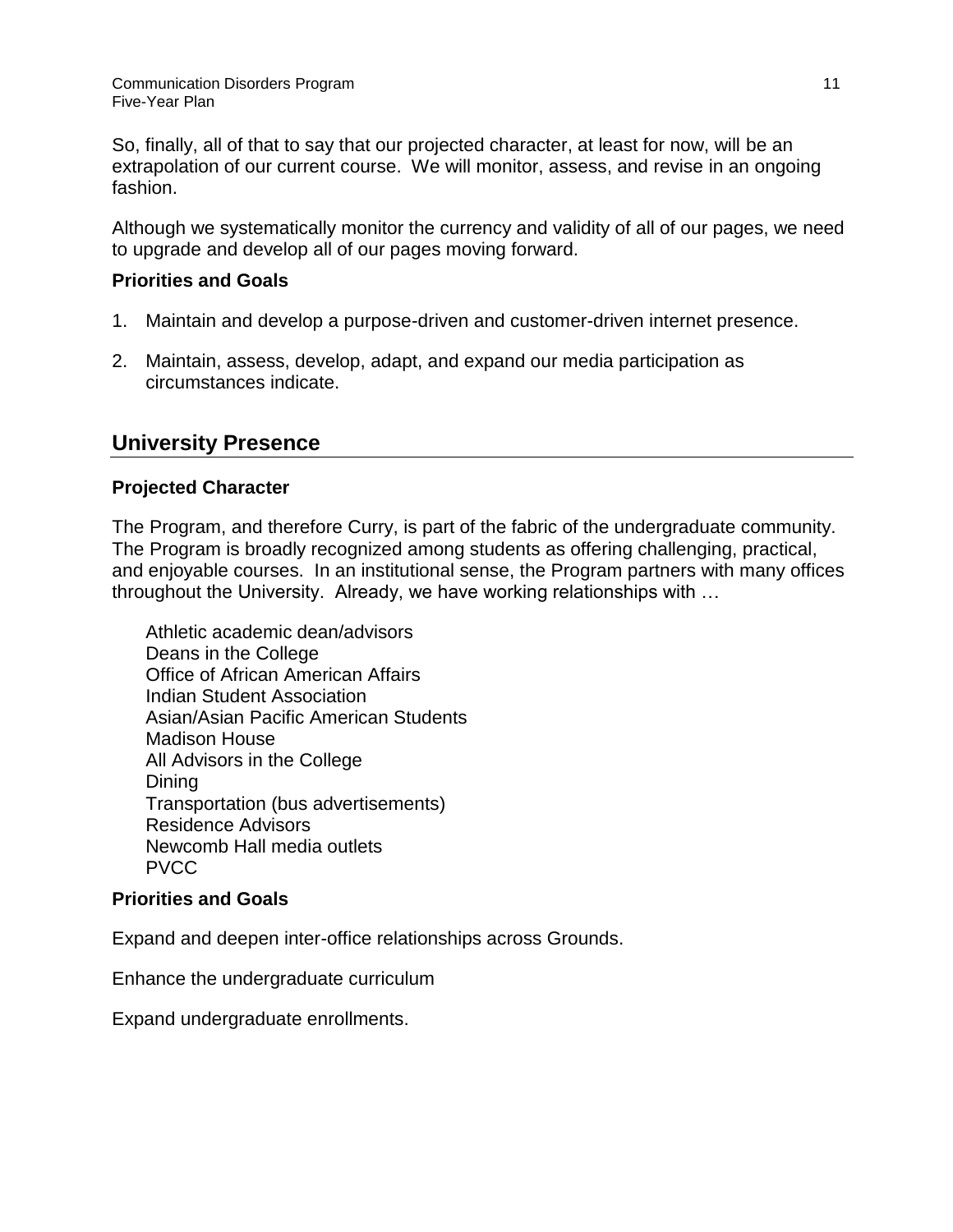So, finally, all of that to say that our projected character, at least for now, will be an extrapolation of our current course. We will monitor, assess, and revise in an ongoing fashion.

Although we systematically monitor the currency and validity of all of our pages, we need to upgrade and develop all of our pages moving forward.

### Priorities and Goals

1. Maintain and develop a purpose-driven and customer-driven internet presence.

2. Maintain, assess, develop, adapt, and expand our media participation as circumstances indicate.

## University Presence

### Projected Character

The Program, and therefore Curry, is part of the fabric of the undergraduate community. The Program is broadly recognized among students as offering challenging, practical, and enjoyable courses. In an institutional sense, the Program partners with many offices throughout the University. Already, we have working relationships with …

Athletic academic dean/advisors
Deans in the College
Office of African American Affairs
Indian Student Association
Asian/Asian Pacific American Students
Madison House
All Advisors in the College
Dining
Transportation (bus advertisements)
Residence Advisors
Newcomb Hall media outlets
PVCC

### Priorities and Goals

Expand and deepen inter-office relationships across Grounds.

Enhance the undergraduate curriculum

Expand undergraduate enrollments.